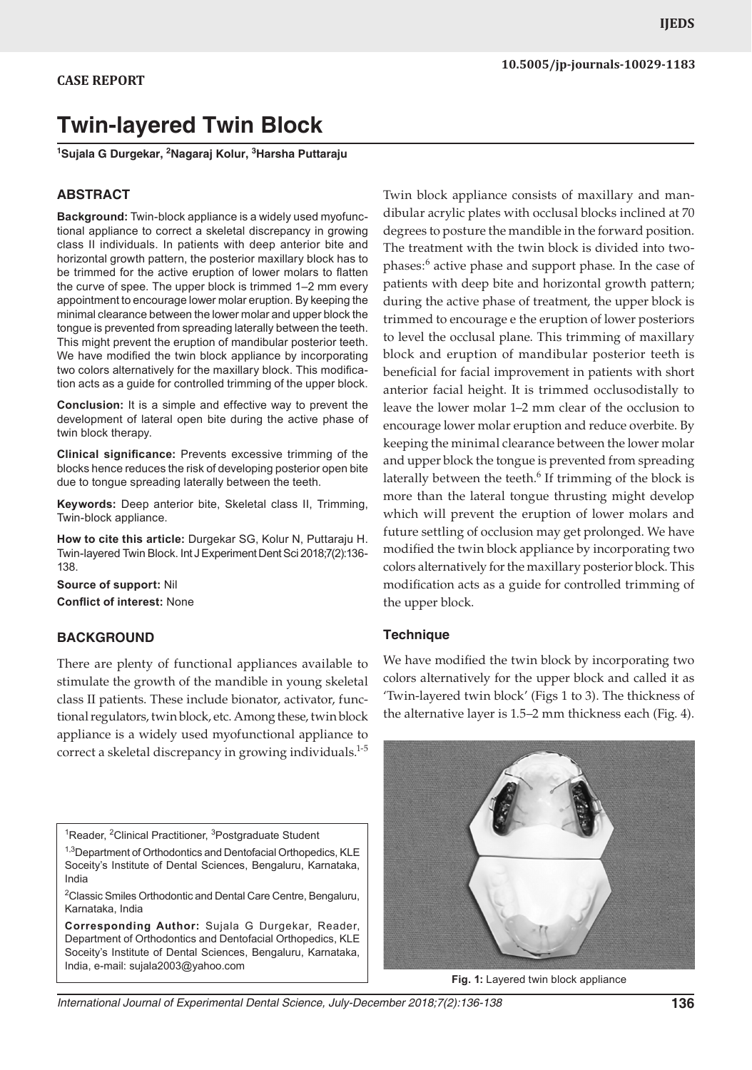CASE REPORT

# Twin-layered Twin Block

**[1]Sujala G Durgekar, [2]Nagaraj Kolur, [3]Harsha Puttaraju**

## ABSTRACT

**Background:** Twin-block appliance is a widely used myofunctional appliance to correct a skeletal discrepancy in growing class II individuals. In patients with deep anterior bite and horizontal growth pattern, the posterior maxillary block has to be trimmed for the active eruption of lower molars to flatten the curve of spee. The upper block is trimmed 1–2 mm every appointment to encourage lower molar eruption. By keeping the minimal clearance between the lower molar and upper block the tongue is prevented from spreading laterally between the teeth. This might prevent the eruption of mandibular posterior teeth. We have modified the twin block appliance by incorporating two colors alternatively for the maxillary block. This modification acts as a guide for controlled trimming of the upper block.

**Conclusion:** It is a simple and effective way to prevent the development of lateral open bite during the active phase of twin block therapy.

**Clinical significance:** Prevents excessive trimming of the blocks hence reduces the risk of developing posterior open bite due to tongue spreading laterally between the teeth.

**Keywords:** Deep anterior bite, Skeletal class II, Trimming, Twin-block appliance.

**How to cite this article:** Durgekar SG, Kolur N, Puttaraju H. Twin-layered Twin Block. Int J Experiment Dent Sci 2018;7(2):136-138.

**Source of support:** Nil

**Conflict of interest:** None

## BACKGROUND

There are plenty of functional appliances available to stimulate the growth of the mandible in young skeletal class II patients. These include bionator, activator, functional regulators, twin block, etc. Among these, twin block appliance is a widely used myofunctional appliance to correct a skeletal discrepancy in growing individuals.[1-5]

[1]Reader, [2]Clinical Practitioner, [3]Postgraduate Student

[1,3]Department of Orthodontics and Dentofacial Orthopedics, KLE Soceity's Institute of Dental Sciences, Bengaluru, Karnataka, India

[2]Classic Smiles Orthodontic and Dental Care Centre, Bengaluru, Karnataka, India

**Corresponding Author:** Sujala G Durgekar, Reader, Department of Orthodontics and Dentofacial Orthopedics, KLE Soceity's Institute of Dental Sciences, Bengaluru, Karnataka, India, e-mail: sujala2003@yahoo.com

Twin block appliance consists of maxillary and mandibular acrylic plates with occlusal blocks inclined at 70 degrees to posture the mandible in the forward position. The treatment with the twin block is divided into two-phases:[6] active phase and support phase. In the case of patients with deep bite and horizontal growth pattern; during the active phase of treatment, the upper block is trimmed to encourage e the eruption of lower posteriors to level the occlusal plane. This trimming of maxillary block and eruption of mandibular posterior teeth is beneficial for facial improvement in patients with short anterior facial height. It is trimmed occlusodistally to leave the lower molar 1–2 mm clear of the occlusion to encourage lower molar eruption and reduce overbite. By keeping the minimal clearance between the lower molar and upper block the tongue is prevented from spreading laterally between the teeth.[6] If trimming of the block is more than the lateral tongue thrusting might develop which will prevent the eruption of lower molars and future settling of occlusion may get prolonged. We have modified the twin block appliance by incorporating two colors alternatively for the maxillary posterior block. This modification acts as a guide for controlled trimming of the upper block.

### Technique

We have modified the twin block by incorporating two colors alternatively for the upper block and called it as 'Twin-layered twin block' (Figs 1 to 3). The thickness of the alternative layer is 1.5–2 mm thickness each (Fig. 4).

Fig. 1: Layered twin block appliance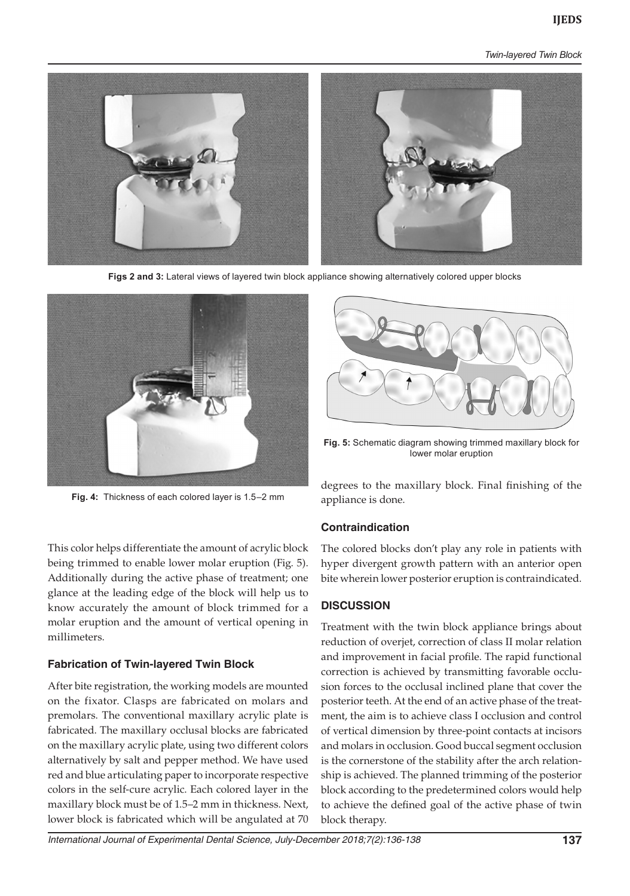Figs 2 and 3: Lateral views of layered twin block appliance showing alternatively colored upper blocks

Fig. 4: Thickness of each colored layer is 1.5–2 mm

Fig. 5: Schematic diagram showing trimmed maxillary block for lower molar eruption

This color helps differentiate the amount of acrylic block being trimmed to enable lower molar eruption (Fig. 5). Additionally during the active phase of treatment; one glance at the leading edge of the block will help us to know accurately the amount of block trimmed for a molar eruption and the amount of vertical opening in millimeters.

### Fabrication of Twin-layered Twin Block

After bite registration, the working models are mounted on the fixator. Clasps are fabricated on molars and premolars. The conventional maxillary acrylic plate is fabricated. The maxillary occlusal blocks are fabricated on the maxillary acrylic plate, using two different colors alternatively by salt and pepper method. We have used red and blue articulating paper to incorporate respective colors in the self-cure acrylic. Each colored layer in the maxillary block must be of 1.5–2 mm in thickness. Next, lower block is fabricated which will be angulated at 70 degrees to the maxillary block. Final finishing of the appliance is done.

### Contraindication

The colored blocks don't play any role in patients with hyper divergent growth pattern with an anterior open bite wherein lower posterior eruption is contraindicated.

## DISCUSSION

Treatment with the twin block appliance brings about reduction of overjet, correction of class II molar relation and improvement in facial profile. The rapid functional correction is achieved by transmitting favorable occlusion forces to the occlusal inclined plane that cover the posterior teeth. At the end of an active phase of the treatment, the aim is to achieve class I occlusion and control of vertical dimension by three-point contacts at incisors and molars in occlusion. Good buccal segment occlusion is the cornerstone of the stability after the arch relationship is achieved. The planned trimming of the posterior block according to the predetermined colors would help to achieve the defined goal of the active phase of twin block therapy.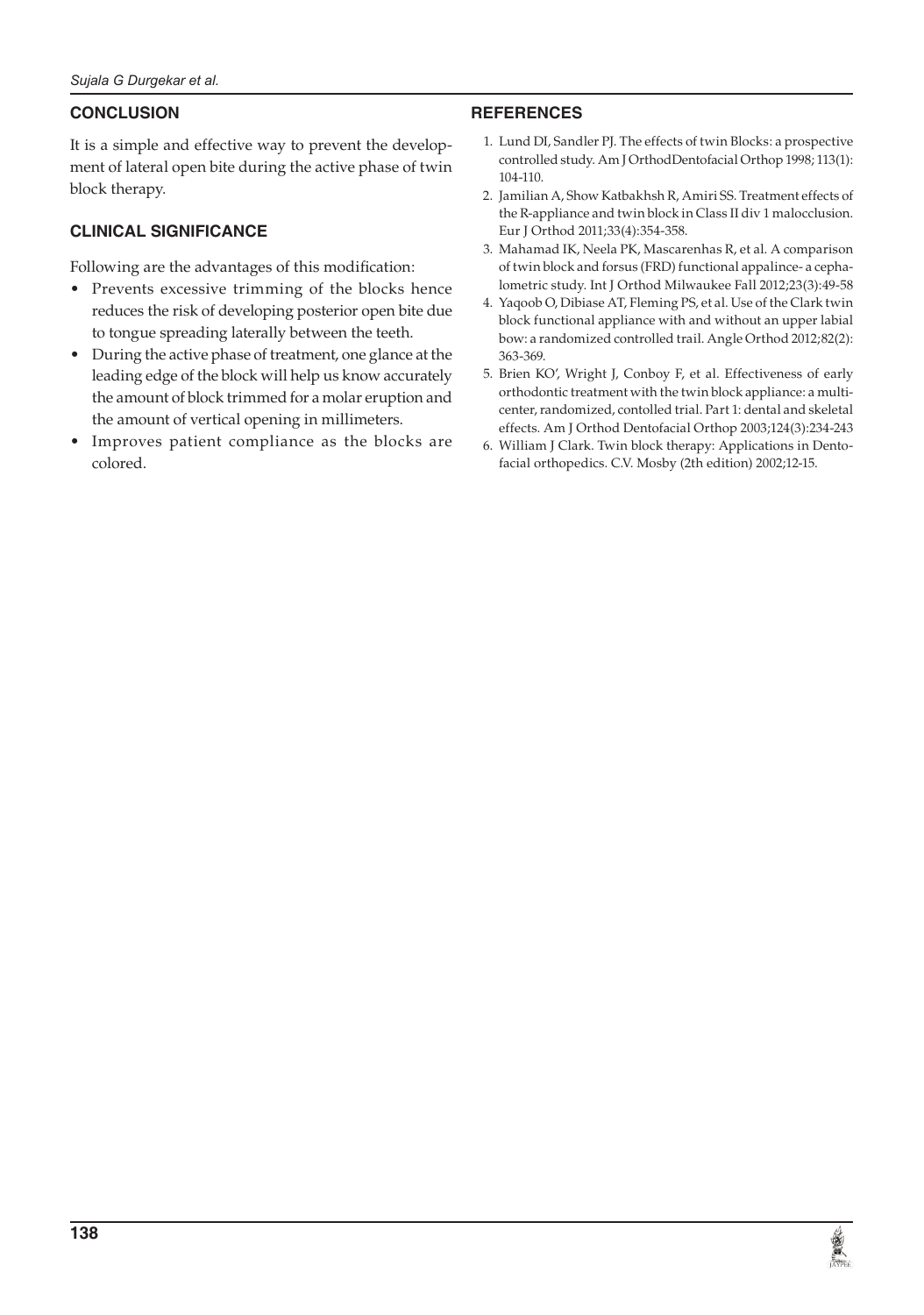## CONCLUSION

It is a simple and effective way to prevent the development of lateral open bite during the active phase of twin block therapy.

## CLINICAL SIGNIFICANCE

Following are the advantages of this modification:

- Prevents excessive trimming of the blocks hence reduces the risk of developing posterior open bite due to tongue spreading laterally between the teeth.
- During the active phase of treatment, one glance at the leading edge of the block will help us know accurately the amount of block trimmed for a molar eruption and the amount of vertical opening in millimeters.
- Improves patient compliance as the blocks are colored.

## REFERENCES

1. Lund DI, Sandler PJ. The effects of twin Blocks: a prospective controlled study. Am J OrthodDentofacial Orthop 1998; 113(1): 104-110.
2. Jamilian A, Show Katbakhsh R, Amiri SS. Treatment effects of the R-appliance and twin block in Class II div 1 malocclusion. Eur J Orthod 2011;33(4):354-358.
3. Mahamad IK, Neela PK, Mascarenhas R, et al. A comparison of twin block and forsus (FRD) functional appalince- a cephalometric study. Int J Orthod Milwaukee Fall 2012;23(3):49-58
4. Yaqoob O, Dibiase AT, Fleming PS, et al. Use of the Clark twin block functional appliance with and without an upper labial bow: a randomized controlled trail. Angle Orthod 2012;82(2): 363-369.
5. Brien KO', Wright J, Conboy F, et al. Effectiveness of early orthodontic treatment with the twin block appliance: a multicenter, randomized, contolled trial. Part 1: dental and skeletal effects. Am J Orthod Dentofacial Orthop 2003;124(3):234-243
6. William J Clark. Twin block therapy: Applications in Dentofacial orthopedics. C.V. Mosby (2th edition) 2002;12-15.